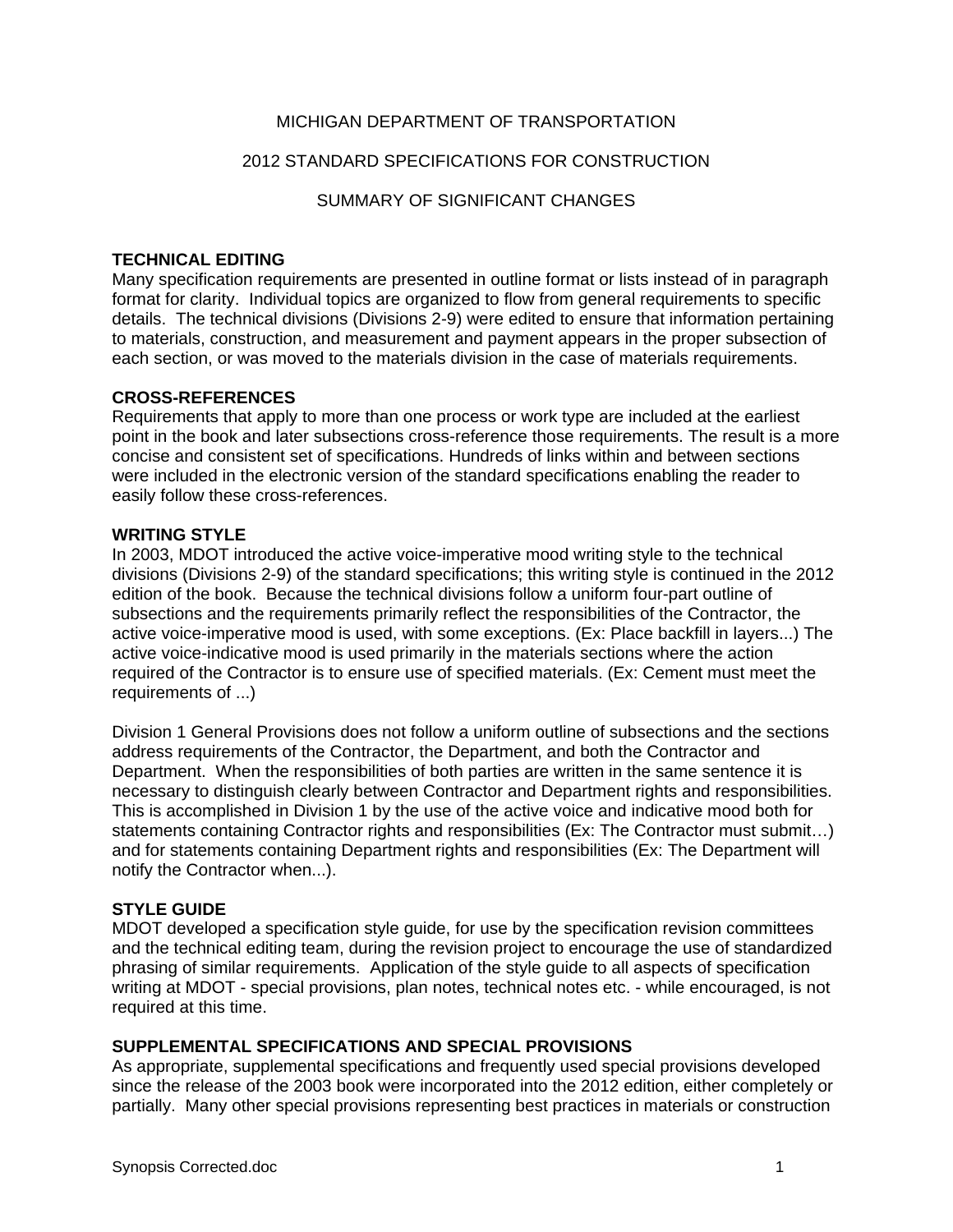# MICHIGAN DEPARTMENT OF TRANSPORTATION

## 2012 STANDARD SPECIFICATIONS FOR CONSTRUCTION

## SUMMARY OF SIGNIFICANT CHANGES

### TECHNICAL EDITING

Many specification requirements are presented in outline format or lists instead of in paragraph format for clarity. Individual topics are organized to flow from general requirements to specific details. The technical divisions (Divisions 2-9) were edited to ensure that information pertaining to materials, construction, and measurement and payment appears in the proper subsection of each section, or was moved to the materials division in the case of materials requirements.

### CROSS-REFERENCES

Requirements that apply to more than one process or work type are included at the earliest point in the book and later subsections cross-reference those requirements. The result is a more concise and consistent set of specifications. Hundreds of links within and between sections were included in the electronic version of the standard specifications enabling the reader to easily follow these cross-references.

### WRITING STYLE

In 2003, MDOT introduced the active voice-imperative mood writing style to the technical divisions (Divisions 2-9) of the standard specifications; this writing style is continued in the 2012 edition of the book. Because the technical divisions follow a uniform four-part outline of subsections and the requirements primarily reflect the responsibilities of the Contractor, the active voice-imperative mood is used, with some exceptions. (Ex: Place backfill in layers...) The active voice-indicative mood is used primarily in the materials sections where the action required of the Contractor is to ensure use of specified materials. (Ex: Cement must meet the requirements of ...)

Division 1 General Provisions does not follow a uniform outline of subsections and the sections address requirements of the Contractor, the Department, and both the Contractor and Department. When the responsibilities of both parties are written in the same sentence it is necessary to distinguish clearly between Contractor and Department rights and responsibilities. This is accomplished in Division 1 by the use of the active voice and indicative mood both for statements containing Contractor rights and responsibilities (Ex: The Contractor must submit…) and for statements containing Department rights and responsibilities (Ex: The Department will notify the Contractor when...).

### STYLE GUIDE

MDOT developed a specification style guide, for use by the specification revision committees and the technical editing team, during the revision project to encourage the use of standardized phrasing of similar requirements. Application of the style guide to all aspects of specification writing at MDOT - special provisions, plan notes, technical notes etc. - while encouraged, is not required at this time.

### SUPPLEMENTAL SPECIFICATIONS AND SPECIAL PROVISIONS

As appropriate, supplemental specifications and frequently used special provisions developed since the release of the 2003 book were incorporated into the 2012 edition, either completely or partially. Many other special provisions representing best practices in materials or construction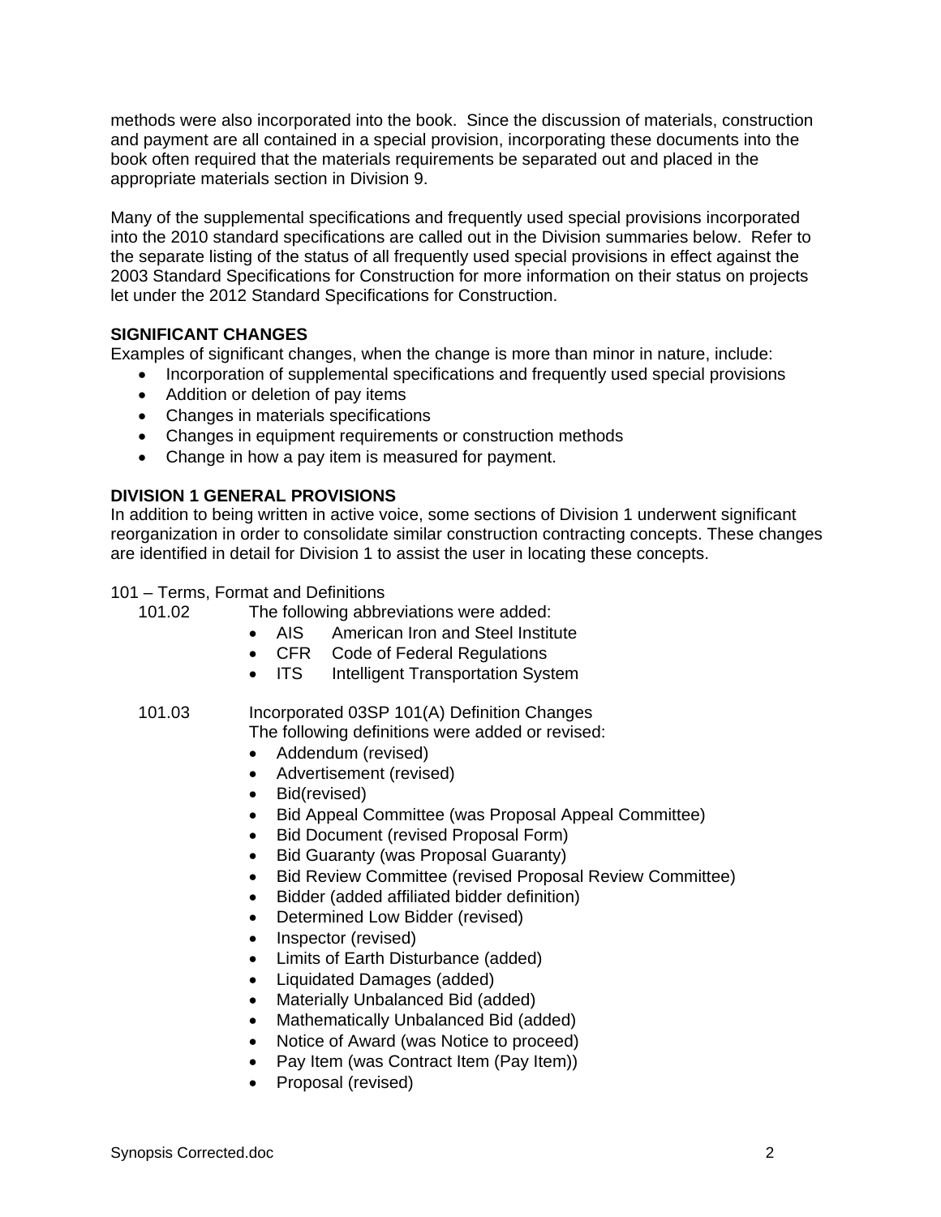methods were also incorporated into the book. Since the discussion of materials, construction and payment are all contained in a special provision, incorporating these documents into the book often required that the materials requirements be separated out and placed in the appropriate materials section in Division 9.

Many of the supplemental specifications and frequently used special provisions incorporated into the 2010 standard specifications are called out in the Division summaries below. Refer to the separate listing of the status of all frequently used special provisions in effect against the 2003 Standard Specifications for Construction for more information on their status on projects let under the 2012 Standard Specifications for Construction.

**SIGNIFICANT CHANGES**

Examples of significant changes, when the change is more than minor in nature, include:

- Incorporation of supplemental specifications and frequently used special provisions
- Addition or deletion of pay items
- Changes in materials specifications
- Changes in equipment requirements or construction methods
- Change in how a pay item is measured for payment.

**DIVISION 1 GENERAL PROVISIONS**

In addition to being written in active voice, some sections of Division 1 underwent significant reorganization in order to consolidate similar construction contracting concepts. These changes are identified in detail for Division 1 to assist the user in locating these concepts.

101 – Terms, Format and Definitions

101.02 The following abbreviations were added:

- AIS American Iron and Steel Institute
- CFR Code of Federal Regulations
- ITS Intelligent Transportation System

101.03 Incorporated 03SP 101(A) Definition Changes

The following definitions were added or revised:

- Addendum (revised)
- Advertisement (revised)
- Bid(revised)
- Bid Appeal Committee (was Proposal Appeal Committee)
- Bid Document (revised Proposal Form)
- Bid Guaranty (was Proposal Guaranty)
- Bid Review Committee (revised Proposal Review Committee)
- Bidder (added affiliated bidder definition)
- Determined Low Bidder (revised)
- Inspector (revised)
- Limits of Earth Disturbance (added)
- Liquidated Damages (added)
- Materially Unbalanced Bid (added)
- Mathematically Unbalanced Bid (added)
- Notice of Award (was Notice to proceed)
- Pay Item (was Contract Item (Pay Item))
- Proposal (revised)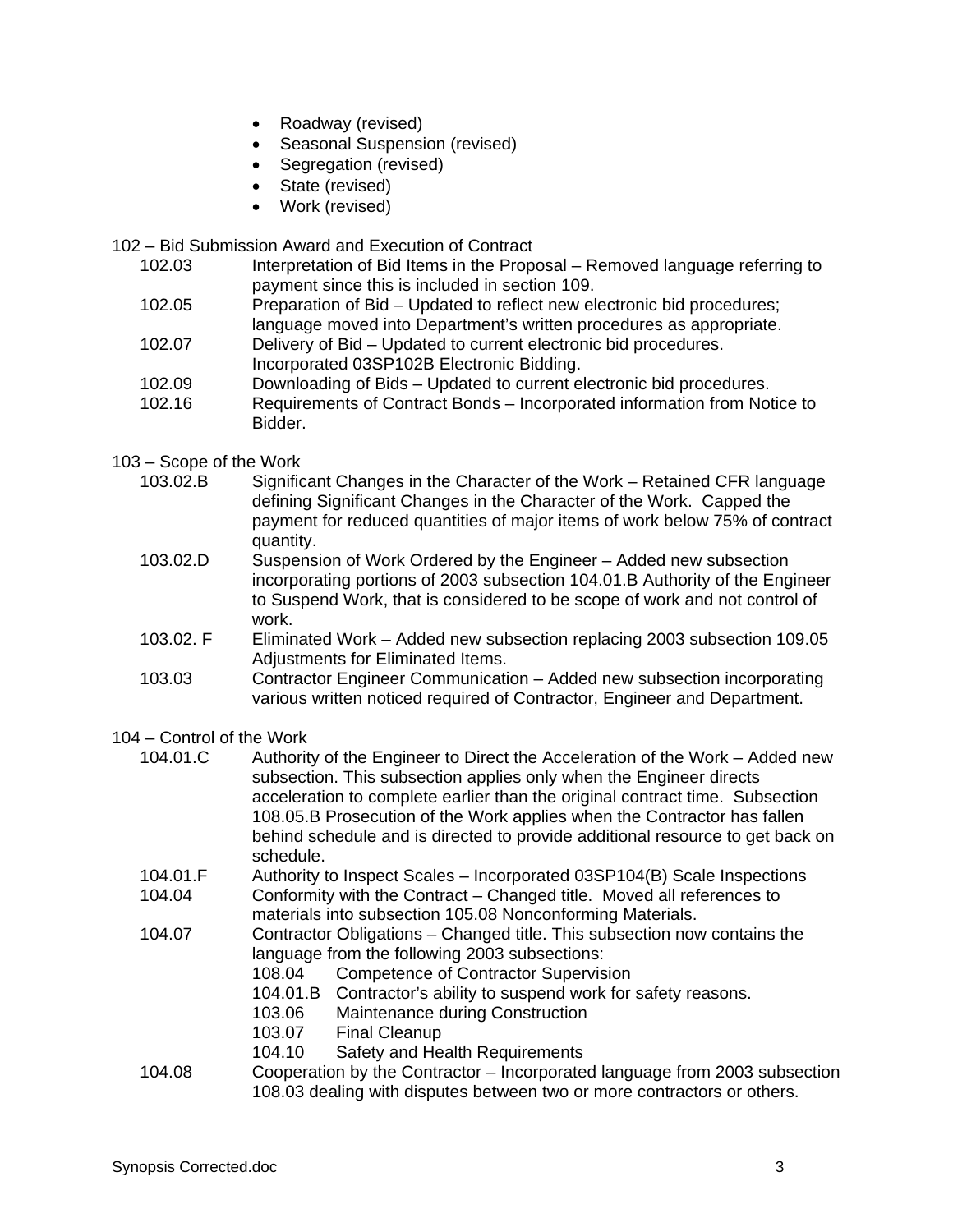- Roadway (revised)
- Seasonal Suspension (revised)
- Segregation (revised)
- State (revised)
- Work (revised)

102 – Bid Submission Award and Execution of Contract

- 102.03 Interpretation of Bid Items in the Proposal – Removed language referring to payment since this is included in section 109.
- 102.05 Preparation of Bid – Updated to reflect new electronic bid procedures; language moved into Department's written procedures as appropriate.
- 102.07 Delivery of Bid – Updated to current electronic bid procedures. Incorporated 03SP102B Electronic Bidding.
- 102.09 Downloading of Bids – Updated to current electronic bid procedures.
- 102.16 Requirements of Contract Bonds – Incorporated information from Notice to Bidder.

103 – Scope of the Work

- 103.02.B Significant Changes in the Character of the Work – Retained CFR language defining Significant Changes in the Character of the Work. Capped the payment for reduced quantities of major items of work below 75% of contract quantity.
- 103.02.D Suspension of Work Ordered by the Engineer – Added new subsection incorporating portions of 2003 subsection 104.01.B Authority of the Engineer to Suspend Work, that is considered to be scope of work and not control of work.
- 103.02. F Eliminated Work – Added new subsection replacing 2003 subsection 109.05 Adjustments for Eliminated Items.
- 103.03 Contractor Engineer Communication – Added new subsection incorporating various written noticed required of Contractor, Engineer and Department.

104 – Control of the Work

- 104.01.C Authority of the Engineer to Direct the Acceleration of the Work – Added new subsection. This subsection applies only when the Engineer directs acceleration to complete earlier than the original contract time. Subsection 108.05.B Prosecution of the Work applies when the Contractor has fallen behind schedule and is directed to provide additional resource to get back on schedule.
- 104.01.F Authority to Inspect Scales – Incorporated 03SP104(B) Scale Inspections
- 104.04 Conformity with the Contract – Changed title. Moved all references to materials into subsection 105.08 Nonconforming Materials.
- 104.07 Contractor Obligations – Changed title. This subsection now contains the language from the following 2003 subsections:
  - 108.04 Competence of Contractor Supervision
  - 104.01.B Contractor's ability to suspend work for safety reasons.
  - 103.06 Maintenance during Construction
  - 103.07 Final Cleanup
  - 104.10 Safety and Health Requirements
- 104.08 Cooperation by the Contractor – Incorporated language from 2003 subsection 108.03 dealing with disputes between two or more contractors or others.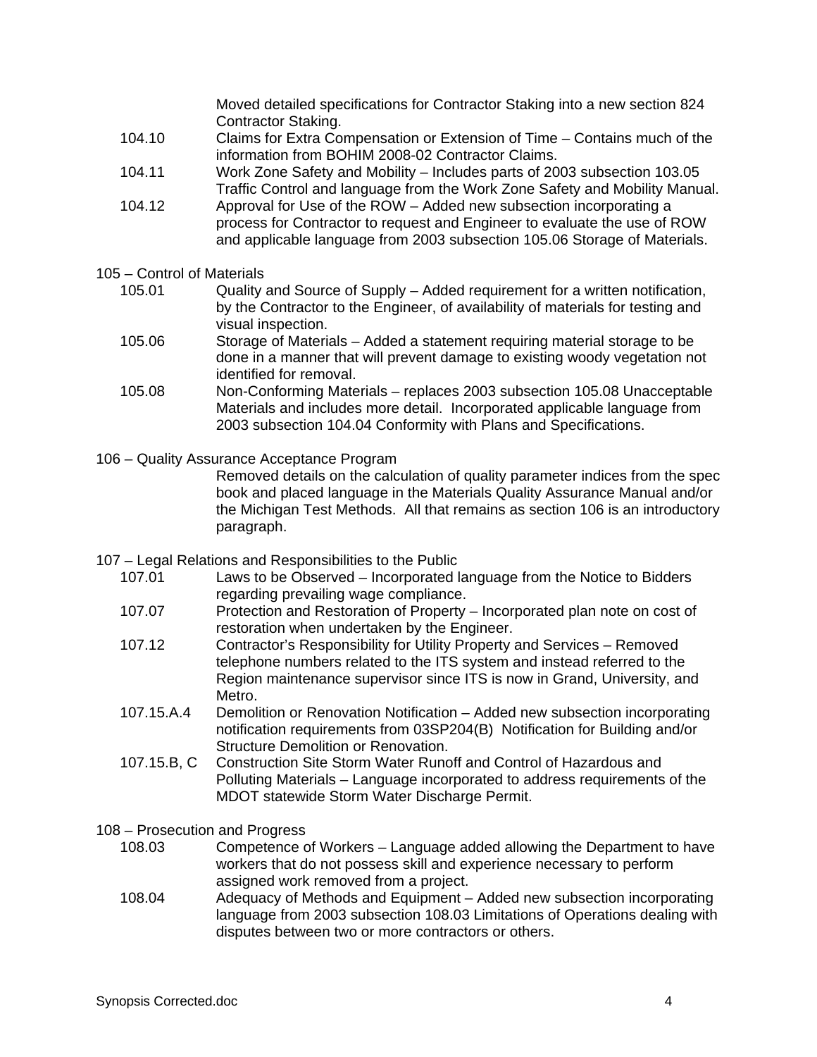Moved detailed specifications for Contractor Staking into a new section 824 Contractor Staking.

- 104.10 Claims for Extra Compensation or Extension of Time – Contains much of the information from BOHIM 2008-02 Contractor Claims.
- 104.11 Work Zone Safety and Mobility – Includes parts of 2003 subsection 103.05 Traffic Control and language from the Work Zone Safety and Mobility Manual.
- 104.12 Approval for Use of the ROW – Added new subsection incorporating a process for Contractor to request and Engineer to evaluate the use of ROW and applicable language from 2003 subsection 105.06 Storage of Materials.

105 – Control of Materials

- 105.01 Quality and Source of Supply – Added requirement for a written notification, by the Contractor to the Engineer, of availability of materials for testing and visual inspection.
- 105.06 Storage of Materials – Added a statement requiring material storage to be done in a manner that will prevent damage to existing woody vegetation not identified for removal.
- 105.08 Non-Conforming Materials – replaces 2003 subsection 105.08 Unacceptable Materials and includes more detail. Incorporated applicable language from 2003 subsection 104.04 Conformity with Plans and Specifications.

106 – Quality Assurance Acceptance Program

Removed details on the calculation of quality parameter indices from the spec book and placed language in the Materials Quality Assurance Manual and/or the Michigan Test Methods. All that remains as section 106 is an introductory paragraph.

107 – Legal Relations and Responsibilities to the Public

- 107.01 Laws to be Observed – Incorporated language from the Notice to Bidders regarding prevailing wage compliance.
- 107.07 Protection and Restoration of Property – Incorporated plan note on cost of restoration when undertaken by the Engineer.
- 107.12 Contractor's Responsibility for Utility Property and Services – Removed telephone numbers related to the ITS system and instead referred to the Region maintenance supervisor since ITS is now in Grand, University, and Metro.
- 107.15.A.4 Demolition or Renovation Notification – Added new subsection incorporating notification requirements from 03SP204(B) Notification for Building and/or Structure Demolition or Renovation.
- 107.15.B, C Construction Site Storm Water Runoff and Control of Hazardous and Polluting Materials – Language incorporated to address requirements of the MDOT statewide Storm Water Discharge Permit.

108 – Prosecution and Progress

- 108.03 Competence of Workers – Language added allowing the Department to have workers that do not possess skill and experience necessary to perform assigned work removed from a project.
- 108.04 Adequacy of Methods and Equipment – Added new subsection incorporating language from 2003 subsection 108.03 Limitations of Operations dealing with disputes between two or more contractors or others.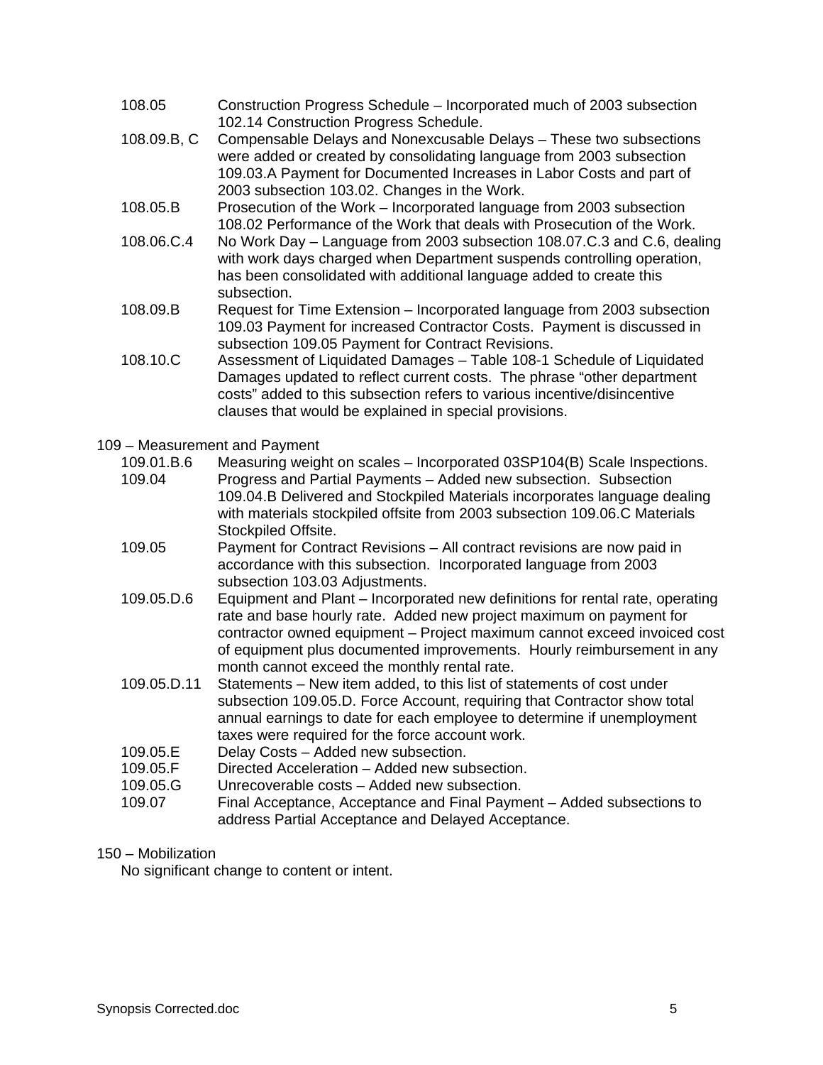108.05 Construction Progress Schedule – Incorporated much of 2003 subsection 102.14 Construction Progress Schedule.

108.09.B, C Compensable Delays and Nonexcusable Delays – These two subsections were added or created by consolidating language from 2003 subsection 109.03.A Payment for Documented Increases in Labor Costs and part of 2003 subsection 103.02. Changes in the Work.

108.05.B Prosecution of the Work – Incorporated language from 2003 subsection 108.02 Performance of the Work that deals with Prosecution of the Work.

108.06.C.4 No Work Day – Language from 2003 subsection 108.07.C.3 and C.6, dealing with work days charged when Department suspends controlling operation, has been consolidated with additional language added to create this subsection.

108.09.B Request for Time Extension – Incorporated language from 2003 subsection 109.03 Payment for increased Contractor Costs. Payment is discussed in subsection 109.05 Payment for Contract Revisions.

108.10.C Assessment of Liquidated Damages – Table 108-1 Schedule of Liquidated Damages updated to reflect current costs. The phrase “other department costs” added to this subsection refers to various incentive/disincentive clauses that would be explained in special provisions.

109 – Measurement and Payment

109.01.B.6 Measuring weight on scales – Incorporated 03SP104(B) Scale Inspections.

109.04 Progress and Partial Payments – Added new subsection. Subsection 109.04.B Delivered and Stockpiled Materials incorporates language dealing with materials stockpiled offsite from 2003 subsection 109.06.C Materials Stockpiled Offsite.

109.05 Payment for Contract Revisions – All contract revisions are now paid in accordance with this subsection. Incorporated language from 2003 subsection 103.03 Adjustments.

109.05.D.6 Equipment and Plant – Incorporated new definitions for rental rate, operating rate and base hourly rate. Added new project maximum on payment for contractor owned equipment – Project maximum cannot exceed invoiced cost of equipment plus documented improvements. Hourly reimbursement in any month cannot exceed the monthly rental rate.

109.05.D.11 Statements – New item added, to this list of statements of cost under subsection 109.05.D. Force Account, requiring that Contractor show total annual earnings to date for each employee to determine if unemployment taxes were required for the force account work.

109.05.E Delay Costs – Added new subsection.

109.05.F Directed Acceleration – Added new subsection.

109.05.G Unrecoverable costs – Added new subsection.

109.07 Final Acceptance, Acceptance and Final Payment – Added subsections to address Partial Acceptance and Delayed Acceptance.

150 – Mobilization

No significant change to content or intent.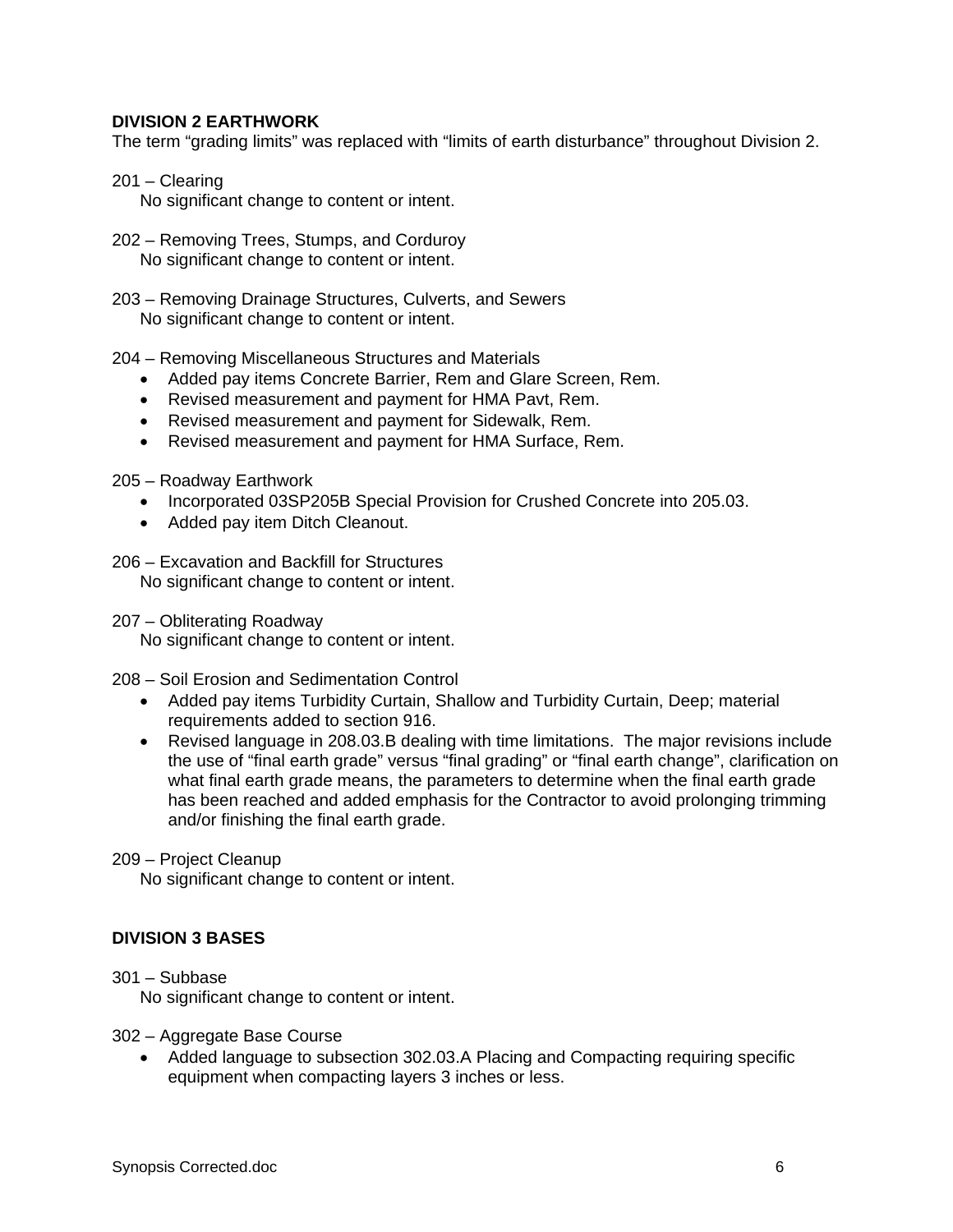**DIVISION 2 EARTHWORK**

The term “grading limits” was replaced with “limits of earth disturbance” throughout Division 2.

201 – Clearing
No significant change to content or intent.

202 – Removing Trees, Stumps, and Corduroy
No significant change to content or intent.

203 – Removing Drainage Structures, Culverts, and Sewers
No significant change to content or intent.

204 – Removing Miscellaneous Structures and Materials

- Added pay items Concrete Barrier, Rem and Glare Screen, Rem.
- Revised measurement and payment for HMA Pavt, Rem.
- Revised measurement and payment for Sidewalk, Rem.
- Revised measurement and payment for HMA Surface, Rem.

205 – Roadway Earthwork

- Incorporated 03SP205B Special Provision for Crushed Concrete into 205.03.
- Added pay item Ditch Cleanout.

206 – Excavation and Backfill for Structures
No significant change to content or intent.

207 – Obliterating Roadway
No significant change to content or intent.

208 – Soil Erosion and Sedimentation Control

- Added pay items Turbidity Curtain, Shallow and Turbidity Curtain, Deep; material requirements added to section 916.
- Revised language in 208.03.B dealing with time limitations. The major revisions include the use of “final earth grade” versus “final grading” or “final earth change”, clarification on what final earth grade means, the parameters to determine when the final earth grade has been reached and added emphasis for the Contractor to avoid prolonging trimming and/or finishing the final earth grade.

209 – Project Cleanup
No significant change to content or intent.

**DIVISION 3 BASES**

301 – Subbase
No significant change to content or intent.

302 – Aggregate Base Course

- Added language to subsection 302.03.A Placing and Compacting requiring specific equipment when compacting layers 3 inches or less.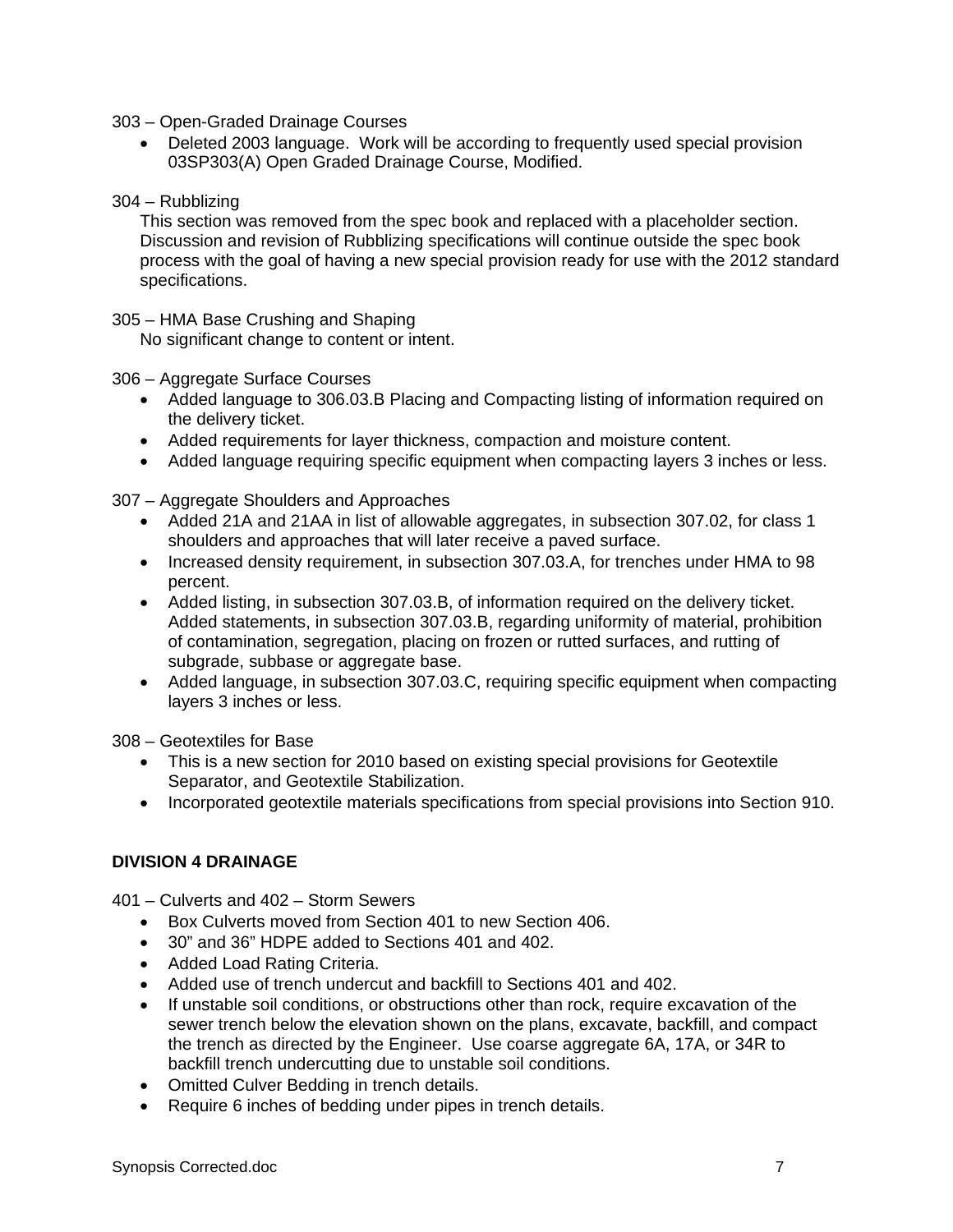303 – Open-Graded Drainage Courses

- Deleted 2003 language. Work will be according to frequently used special provision 03SP303(A) Open Graded Drainage Course, Modified.

304 – Rubblizing

This section was removed from the spec book and replaced with a placeholder section. Discussion and revision of Rubblizing specifications will continue outside the spec book process with the goal of having a new special provision ready for use with the 2012 standard specifications.

305 – HMA Base Crushing and Shaping

No significant change to content or intent.

306 – Aggregate Surface Courses

- Added language to 306.03.B Placing and Compacting listing of information required on the delivery ticket.
- Added requirements for layer thickness, compaction and moisture content.
- Added language requiring specific equipment when compacting layers 3 inches or less.

307 – Aggregate Shoulders and Approaches

- Added 21A and 21AA in list of allowable aggregates, in subsection 307.02, for class 1 shoulders and approaches that will later receive a paved surface.
- Increased density requirement, in subsection 307.03.A, for trenches under HMA to 98 percent.
- Added listing, in subsection 307.03.B, of information required on the delivery ticket. Added statements, in subsection 307.03.B, regarding uniformity of material, prohibition of contamination, segregation, placing on frozen or rutted surfaces, and rutting of subgrade, subbase or aggregate base.
- Added language, in subsection 307.03.C, requiring specific equipment when compacting layers 3 inches or less.

308 – Geotextiles for Base

- This is a new section for 2010 based on existing special provisions for Geotextile Separator, and Geotextile Stabilization.
- Incorporated geotextile materials specifications from special provisions into Section 910.

## DIVISION 4 DRAINAGE

401 – Culverts and 402 – Storm Sewers

- Box Culverts moved from Section 401 to new Section 406.
- 30" and 36" HDPE added to Sections 401 and 402.
- Added Load Rating Criteria.
- Added use of trench undercut and backfill to Sections 401 and 402.
- If unstable soil conditions, or obstructions other than rock, require excavation of the sewer trench below the elevation shown on the plans, excavate, backfill, and compact the trench as directed by the Engineer. Use coarse aggregate 6A, 17A, or 34R to backfill trench undercutting due to unstable soil conditions.
- Omitted Culver Bedding in trench details.
- Require 6 inches of bedding under pipes in trench details.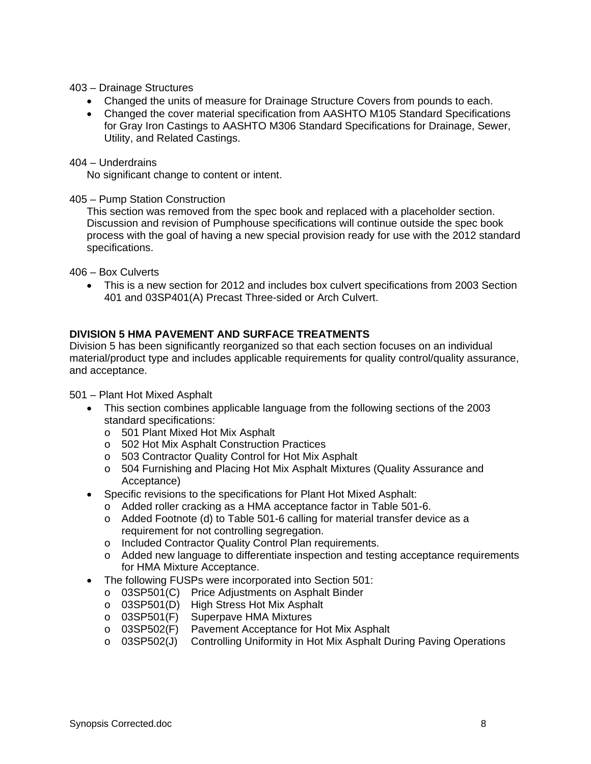403 – Drainage Structures

- Changed the units of measure for Drainage Structure Covers from pounds to each.
- Changed the cover material specification from AASHTO M105 Standard Specifications for Gray Iron Castings to AASHTO M306 Standard Specifications for Drainage, Sewer, Utility, and Related Castings.

404 – Underdrains

No significant change to content or intent.

405 – Pump Station Construction

This section was removed from the spec book and replaced with a placeholder section. Discussion and revision of Pumphouse specifications will continue outside the spec book process with the goal of having a new special provision ready for use with the 2012 standard specifications.

406 – Box Culverts

- This is a new section for 2012 and includes box culvert specifications from 2003 Section 401 and 03SP401(A) Precast Three-sided or Arch Culvert.

**DIVISION 5 HMA PAVEMENT AND SURFACE TREATMENTS**

Division 5 has been significantly reorganized so that each section focuses on an individual material/product type and includes applicable requirements for quality control/quality assurance, and acceptance.

501 – Plant Hot Mixed Asphalt

- This section combines applicable language from the following sections of the 2003 standard specifications:
  - 501 Plant Mixed Hot Mix Asphalt
  - 502 Hot Mix Asphalt Construction Practices
  - 503 Contractor Quality Control for Hot Mix Asphalt
  - 504 Furnishing and Placing Hot Mix Asphalt Mixtures (Quality Assurance and Acceptance)
- Specific revisions to the specifications for Plant Hot Mixed Asphalt:
  - Added roller cracking as a HMA acceptance factor in Table 501-6.
  - Added Footnote (d) to Table 501-6 calling for material transfer device as a requirement for not controlling segregation.
  - Included Contractor Quality Control Plan requirements.
  - Added new language to differentiate inspection and testing acceptance requirements for HMA Mixture Acceptance.
- The following FUSPs were incorporated into Section 501:
  - 03SP501(C) Price Adjustments on Asphalt Binder
  - 03SP501(D) High Stress Hot Mix Asphalt
  - 03SP501(F) Superpave HMA Mixtures
  - 03SP502(F) Pavement Acceptance for Hot Mix Asphalt
  - 03SP502(J) Controlling Uniformity in Hot Mix Asphalt During Paving Operations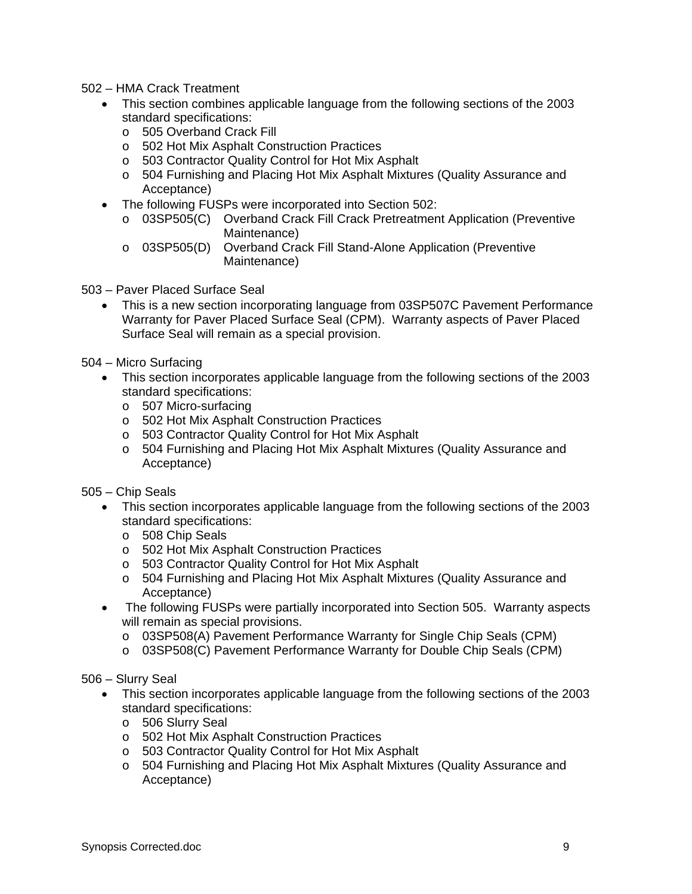502 – HMA Crack Treatment

- This section combines applicable language from the following sections of the 2003 standard specifications:
  - 505 Overband Crack Fill
  - 502 Hot Mix Asphalt Construction Practices
  - 503 Contractor Quality Control for Hot Mix Asphalt
  - 504 Furnishing and Placing Hot Mix Asphalt Mixtures (Quality Assurance and Acceptance)
- The following FUSPs were incorporated into Section 502:
  - 03SP505(C) Overband Crack Fill Crack Pretreatment Application (Preventive Maintenance)
  - 03SP505(D) Overband Crack Fill Stand-Alone Application (Preventive Maintenance)

503 – Paver Placed Surface Seal

- This is a new section incorporating language from 03SP507C Pavement Performance Warranty for Paver Placed Surface Seal (CPM). Warranty aspects of Paver Placed Surface Seal will remain as a special provision.

504 – Micro Surfacing

- This section incorporates applicable language from the following sections of the 2003 standard specifications:
  - 507 Micro-surfacing
  - 502 Hot Mix Asphalt Construction Practices
  - 503 Contractor Quality Control for Hot Mix Asphalt
  - 504 Furnishing and Placing Hot Mix Asphalt Mixtures (Quality Assurance and Acceptance)

505 – Chip Seals

- This section incorporates applicable language from the following sections of the 2003 standard specifications:
  - 508 Chip Seals
  - 502 Hot Mix Asphalt Construction Practices
  - 503 Contractor Quality Control for Hot Mix Asphalt
  - 504 Furnishing and Placing Hot Mix Asphalt Mixtures (Quality Assurance and Acceptance)
- The following FUSPs were partially incorporated into Section 505. Warranty aspects will remain as special provisions.
  - 03SP508(A) Pavement Performance Warranty for Single Chip Seals (CPM)
  - 03SP508(C) Pavement Performance Warranty for Double Chip Seals (CPM)

506 – Slurry Seal

- This section incorporates applicable language from the following sections of the 2003 standard specifications:
  - 506 Slurry Seal
  - 502 Hot Mix Asphalt Construction Practices
  - 503 Contractor Quality Control for Hot Mix Asphalt
  - 504 Furnishing and Placing Hot Mix Asphalt Mixtures (Quality Assurance and Acceptance)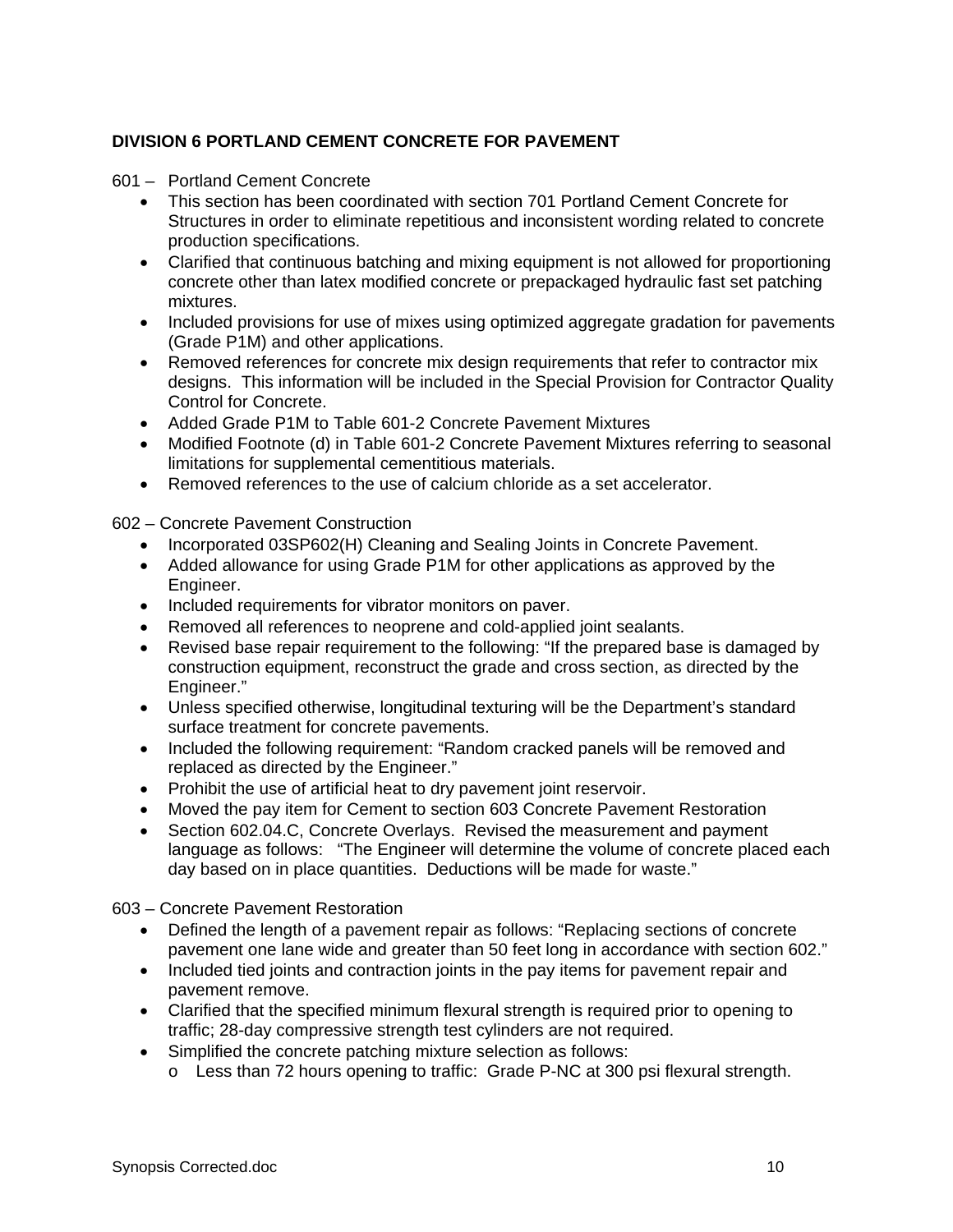**DIVISION 6 PORTLAND CEMENT CONCRETE FOR PAVEMENT**

601 – Portland Cement Concrete

- This section has been coordinated with section 701 Portland Cement Concrete for Structures in order to eliminate repetitious and inconsistent wording related to concrete production specifications.
- Clarified that continuous batching and mixing equipment is not allowed for proportioning concrete other than latex modified concrete or prepackaged hydraulic fast set patching mixtures.
- Included provisions for use of mixes using optimized aggregate gradation for pavements (Grade P1M) and other applications.
- Removed references for concrete mix design requirements that refer to contractor mix designs. This information will be included in the Special Provision for Contractor Quality Control for Concrete.
- Added Grade P1M to Table 601-2 Concrete Pavement Mixtures
- Modified Footnote (d) in Table 601-2 Concrete Pavement Mixtures referring to seasonal limitations for supplemental cementitious materials.
- Removed references to the use of calcium chloride as a set accelerator.

602 – Concrete Pavement Construction

- Incorporated 03SP602(H) Cleaning and Sealing Joints in Concrete Pavement.
- Added allowance for using Grade P1M for other applications as approved by the Engineer.
- Included requirements for vibrator monitors on paver.
- Removed all references to neoprene and cold-applied joint sealants.
- Revised base repair requirement to the following: "If the prepared base is damaged by construction equipment, reconstruct the grade and cross section, as directed by the Engineer."
- Unless specified otherwise, longitudinal texturing will be the Department's standard surface treatment for concrete pavements.
- Included the following requirement: "Random cracked panels will be removed and replaced as directed by the Engineer."
- Prohibit the use of artificial heat to dry pavement joint reservoir.
- Moved the pay item for Cement to section 603 Concrete Pavement Restoration
- Section 602.04.C, Concrete Overlays. Revised the measurement and payment language as follows: "The Engineer will determine the volume of concrete placed each day based on in place quantities. Deductions will be made for waste."

603 – Concrete Pavement Restoration

- Defined the length of a pavement repair as follows: "Replacing sections of concrete pavement one lane wide and greater than 50 feet long in accordance with section 602."
- Included tied joints and contraction joints in the pay items for pavement repair and pavement remove.
- Clarified that the specified minimum flexural strength is required prior to opening to traffic; 28-day compressive strength test cylinders are not required.
- Simplified the concrete patching mixture selection as follows:
  - Less than 72 hours opening to traffic: Grade P-NC at 300 psi flexural strength.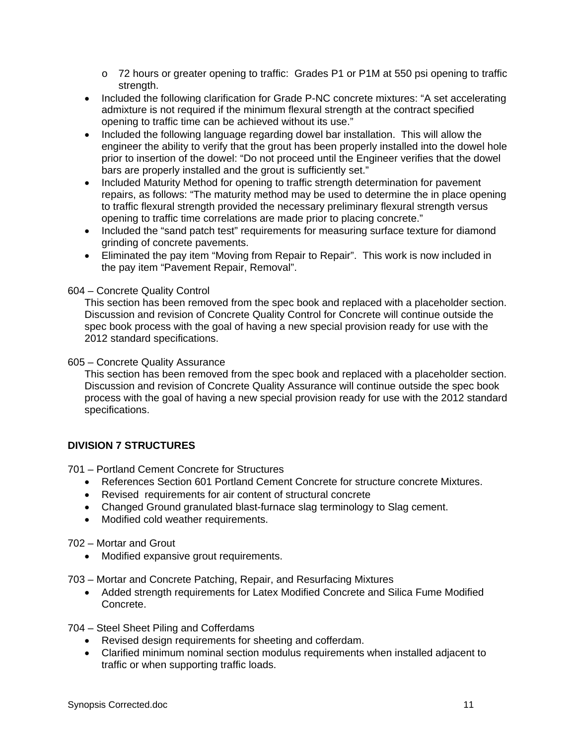- 72 hours or greater opening to traffic: Grades P1 or P1M at 550 psi opening to traffic strength.
- Included the following clarification for Grade P-NC concrete mixtures: “A set accelerating admixture is not required if the minimum flexural strength at the contract specified opening to traffic time can be achieved without its use.”
- Included the following language regarding dowel bar installation. This will allow the engineer the ability to verify that the grout has been properly installed into the dowel hole prior to insertion of the dowel: “Do not proceed until the Engineer verifies that the dowel bars are properly installed and the grout is sufficiently set.”
- Included Maturity Method for opening to traffic strength determination for pavement repairs, as follows: “The maturity method may be used to determine the in place opening to traffic flexural strength provided the necessary preliminary flexural strength versus opening to traffic time correlations are made prior to placing concrete.”
- Included the “sand patch test” requirements for measuring surface texture for diamond grinding of concrete pavements.
- Eliminated the pay item “Moving from Repair to Repair”. This work is now included in the pay item “Pavement Repair, Removal”.

604 – Concrete Quality Control

This section has been removed from the spec book and replaced with a placeholder section. Discussion and revision of Concrete Quality Control for Concrete will continue outside the spec book process with the goal of having a new special provision ready for use with the 2012 standard specifications.

605 – Concrete Quality Assurance

This section has been removed from the spec book and replaced with a placeholder section. Discussion and revision of Concrete Quality Assurance will continue outside the spec book process with the goal of having a new special provision ready for use with the 2012 standard specifications.

## DIVISION 7 STRUCTURES

701 – Portland Cement Concrete for Structures

- References Section 601 Portland Cement Concrete for structure concrete Mixtures.
- Revised requirements for air content of structural concrete
- Changed Ground granulated blast-furnace slag terminology to Slag cement.
- Modified cold weather requirements.

702 – Mortar and Grout

- Modified expansive grout requirements.

703 – Mortar and Concrete Patching, Repair, and Resurfacing Mixtures

- Added strength requirements for Latex Modified Concrete and Silica Fume Modified Concrete.

704 – Steel Sheet Piling and Cofferdams

- Revised design requirements for sheeting and cofferdam.
- Clarified minimum nominal section modulus requirements when installed adjacent to traffic or when supporting traffic loads.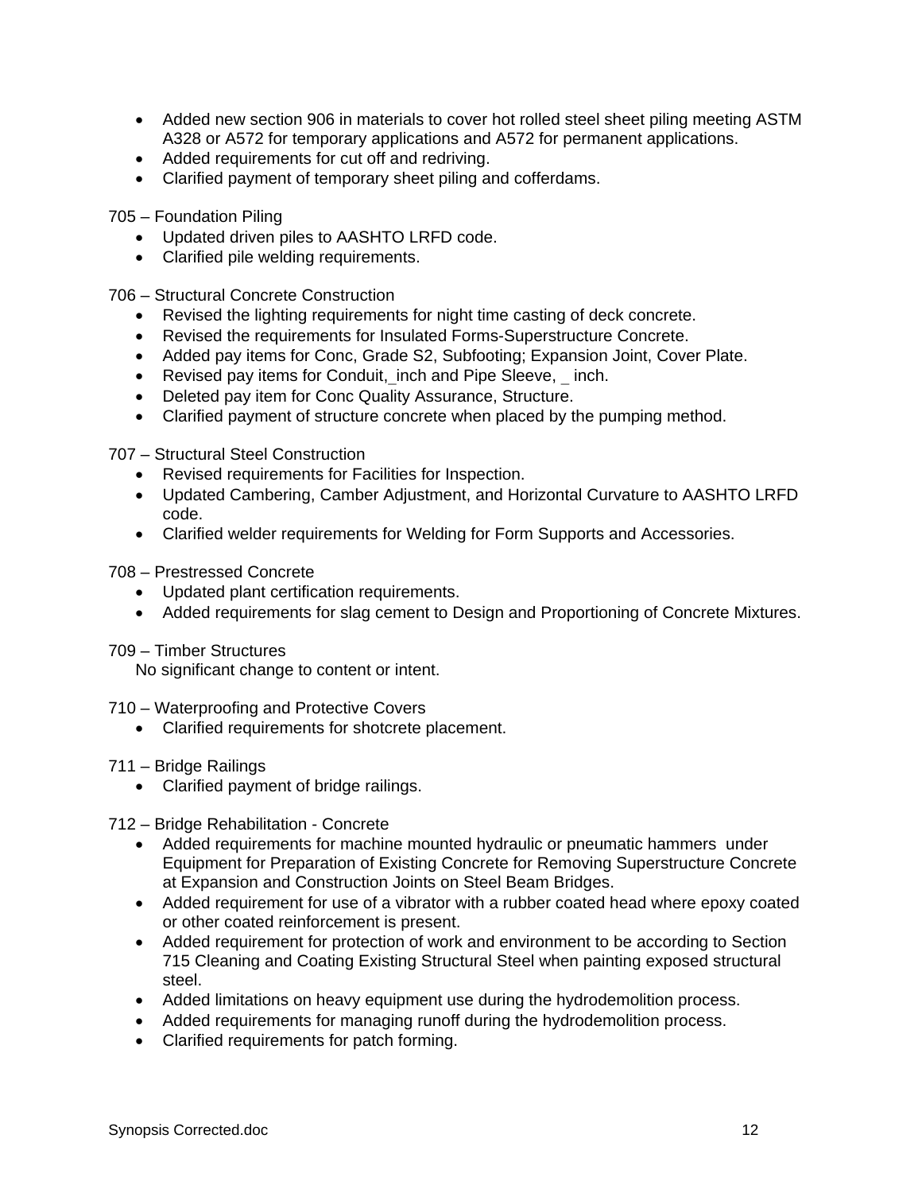- Added new section 906 in materials to cover hot rolled steel sheet piling meeting ASTM A328 or A572 for temporary applications and A572 for permanent applications.
- Added requirements for cut off and redriving.
- Clarified payment of temporary sheet piling and cofferdams.

705 – Foundation Piling

- Updated driven piles to AASHTO LRFD code.
- Clarified pile welding requirements.

706 – Structural Concrete Construction

- Revised the lighting requirements for night time casting of deck concrete.
- Revised the requirements for Insulated Forms-Superstructure Concrete.
- Added pay items for Conc, Grade S2, Subfooting; Expansion Joint, Cover Plate.
- Revised pay items for Conduit,_inch and Pipe Sleeve, _ inch.
- Deleted pay item for Conc Quality Assurance, Structure.
- Clarified payment of structure concrete when placed by the pumping method.

707 – Structural Steel Construction

- Revised requirements for Facilities for Inspection.
- Updated Cambering, Camber Adjustment, and Horizontal Curvature to AASHTO LRFD code.
- Clarified welder requirements for Welding for Form Supports and Accessories.

708 – Prestressed Concrete

- Updated plant certification requirements.
- Added requirements for slag cement to Design and Proportioning of Concrete Mixtures.

709 – Timber Structures

No significant change to content or intent.

710 – Waterproofing and Protective Covers

- Clarified requirements for shotcrete placement.

711 – Bridge Railings

- Clarified payment of bridge railings.

712 – Bridge Rehabilitation - Concrete

- Added requirements for machine mounted hydraulic or pneumatic hammers under Equipment for Preparation of Existing Concrete for Removing Superstructure Concrete at Expansion and Construction Joints on Steel Beam Bridges.
- Added requirement for use of a vibrator with a rubber coated head where epoxy coated or other coated reinforcement is present.
- Added requirement for protection of work and environment to be according to Section 715 Cleaning and Coating Existing Structural Steel when painting exposed structural steel.
- Added limitations on heavy equipment use during the hydrodemolition process.
- Added requirements for managing runoff during the hydrodemolition process.
- Clarified requirements for patch forming.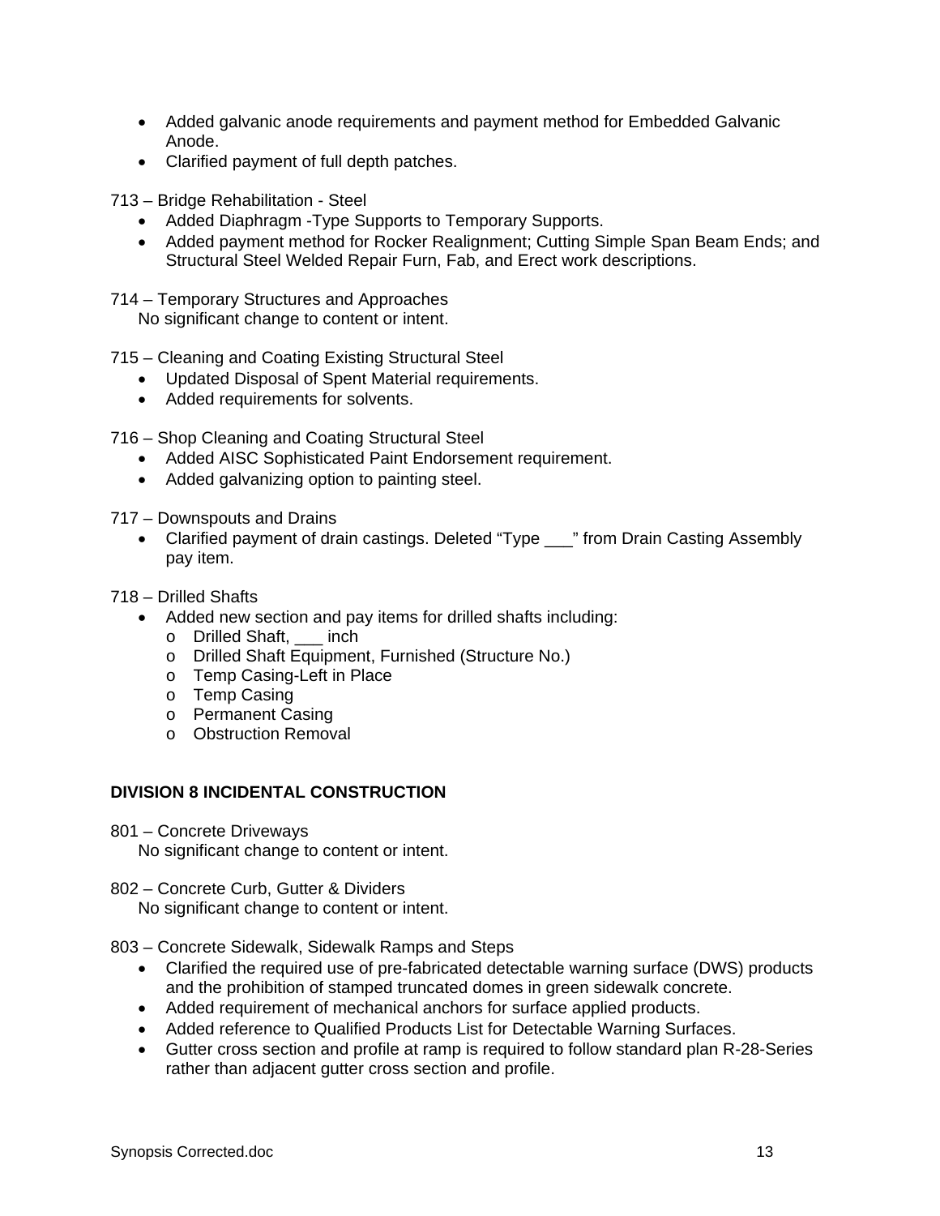- Added galvanic anode requirements and payment method for Embedded Galvanic Anode.
- Clarified payment of full depth patches.

713 – Bridge Rehabilitation - Steel

- Added Diaphragm -Type Supports to Temporary Supports.
- Added payment method for Rocker Realignment; Cutting Simple Span Beam Ends; and Structural Steel Welded Repair Furn, Fab, and Erect work descriptions.

714 – Temporary Structures and Approaches

No significant change to content or intent.

715 – Cleaning and Coating Existing Structural Steel

- Updated Disposal of Spent Material requirements.
- Added requirements for solvents.

716 – Shop Cleaning and Coating Structural Steel

- Added AISC Sophisticated Paint Endorsement requirement.
- Added galvanizing option to painting steel.

717 – Downspouts and Drains

- Clarified payment of drain castings. Deleted "Type ___" from Drain Casting Assembly pay item.

718 – Drilled Shafts

- Added new section and pay items for drilled shafts including:
  - Drilled Shaft, ___ inch
  - Drilled Shaft Equipment, Furnished (Structure No.)
  - Temp Casing-Left in Place
  - Temp Casing
  - Permanent Casing
  - Obstruction Removal

## DIVISION 8 INCIDENTAL CONSTRUCTION

801 – Concrete Driveways

No significant change to content or intent.

802 – Concrete Curb, Gutter & Dividers

No significant change to content or intent.

803 – Concrete Sidewalk, Sidewalk Ramps and Steps

- Clarified the required use of pre-fabricated detectable warning surface (DWS) products and the prohibition of stamped truncated domes in green sidewalk concrete.
- Added requirement of mechanical anchors for surface applied products.
- Added reference to Qualified Products List for Detectable Warning Surfaces.
- Gutter cross section and profile at ramp is required to follow standard plan R-28-Series rather than adjacent gutter cross section and profile.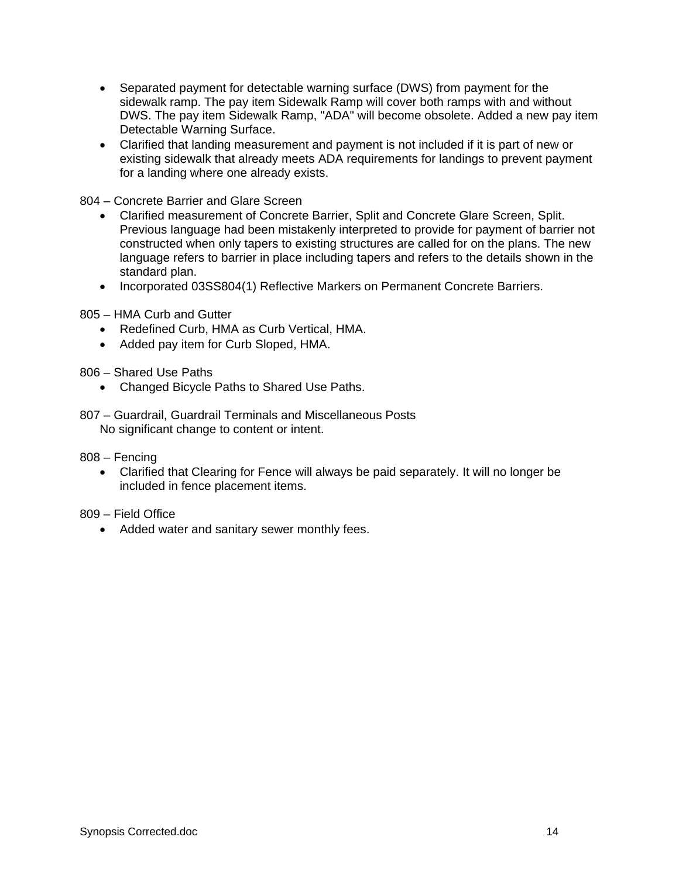- Separated payment for detectable warning surface (DWS) from payment for the sidewalk ramp. The pay item Sidewalk Ramp will cover both ramps with and without DWS. The pay item Sidewalk Ramp, "ADA" will become obsolete. Added a new pay item Detectable Warning Surface.
- Clarified that landing measurement and payment is not included if it is part of new or existing sidewalk that already meets ADA requirements for landings to prevent payment for a landing where one already exists.

804 – Concrete Barrier and Glare Screen

- Clarified measurement of Concrete Barrier, Split and Concrete Glare Screen, Split. Previous language had been mistakenly interpreted to provide for payment of barrier not constructed when only tapers to existing structures are called for on the plans. The new language refers to barrier in place including tapers and refers to the details shown in the standard plan.
- Incorporated 03SS804(1) Reflective Markers on Permanent Concrete Barriers.

805 – HMA Curb and Gutter

- Redefined Curb, HMA as Curb Vertical, HMA.
- Added pay item for Curb Sloped, HMA.

806 – Shared Use Paths

- Changed Bicycle Paths to Shared Use Paths.

807 – Guardrail, Guardrail Terminals and Miscellaneous Posts

No significant change to content or intent.

808 – Fencing

- Clarified that Clearing for Fence will always be paid separately. It will no longer be included in fence placement items.

809 – Field Office

- Added water and sanitary sewer monthly fees.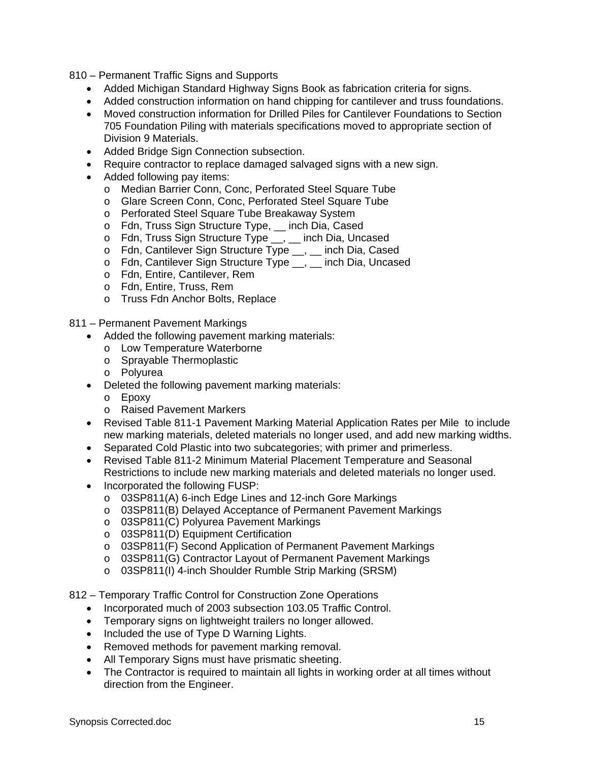810 – Permanent Traffic Signs and Supports

- Added Michigan Standard Highway Signs Book as fabrication criteria for signs.
- Added construction information on hand chipping for cantilever and truss foundations.
- Moved construction information for Drilled Piles for Cantilever Foundations to Section 705 Foundation Piling with materials specifications moved to appropriate section of Division 9 Materials.
- Added Bridge Sign Connection subsection.
- Require contractor to replace damaged salvaged signs with a new sign.
- Added following pay items:
  - Median Barrier Conn, Conc, Perforated Steel Square Tube
  - Glare Screen Conn, Conc, Perforated Steel Square Tube
  - Perforated Steel Square Tube Breakaway System
  - Fdn, Truss Sign Structure Type, __ inch Dia, Cased
  - Fdn, Truss Sign Structure Type __, __ inch Dia, Uncased
  - Fdn, Cantilever Sign Structure Type __, __ inch Dia, Cased
  - Fdn, Cantilever Sign Structure Type __, __ inch Dia, Uncased
  - Fdn, Entire, Cantilever, Rem
  - Fdn, Entire, Truss, Rem
  - Truss Fdn Anchor Bolts, Replace

811 – Permanent Pavement Markings

- Added the following pavement marking materials:
  - Low Temperature Waterborne
  - Sprayable Thermoplastic
  - Polyurea
- Deleted the following pavement marking materials:
  - Epoxy
  - Raised Pavement Markers
- Revised Table 811-1 Pavement Marking Material Application Rates per Mile to include new marking materials, deleted materials no longer used, and add new marking widths.
- Separated Cold Plastic into two subcategories; with primer and primerless.
- Revised Table 811-2 Minimum Material Placement Temperature and Seasonal Restrictions to include new marking materials and deleted materials no longer used.
- Incorporated the following FUSP:
  - 03SP811(A) 6-inch Edge Lines and 12-inch Gore Markings
  - 03SP811(B) Delayed Acceptance of Permanent Pavement Markings
  - 03SP811(C) Polyurea Pavement Markings
  - 03SP811(D) Equipment Certification
  - 03SP811(F) Second Application of Permanent Pavement Markings
  - 03SP811(G) Contractor Layout of Permanent Pavement Markings
  - 03SP811(I) 4-inch Shoulder Rumble Strip Marking (SRSM)

812 – Temporary Traffic Control for Construction Zone Operations

- Incorporated much of 2003 subsection 103.05 Traffic Control.
- Temporary signs on lightweight trailers no longer allowed.
- Included the use of Type D Warning Lights.
- Removed methods for pavement marking removal.
- All Temporary Signs must have prismatic sheeting.
- The Contractor is required to maintain all lights in working order at all times without direction from the Engineer.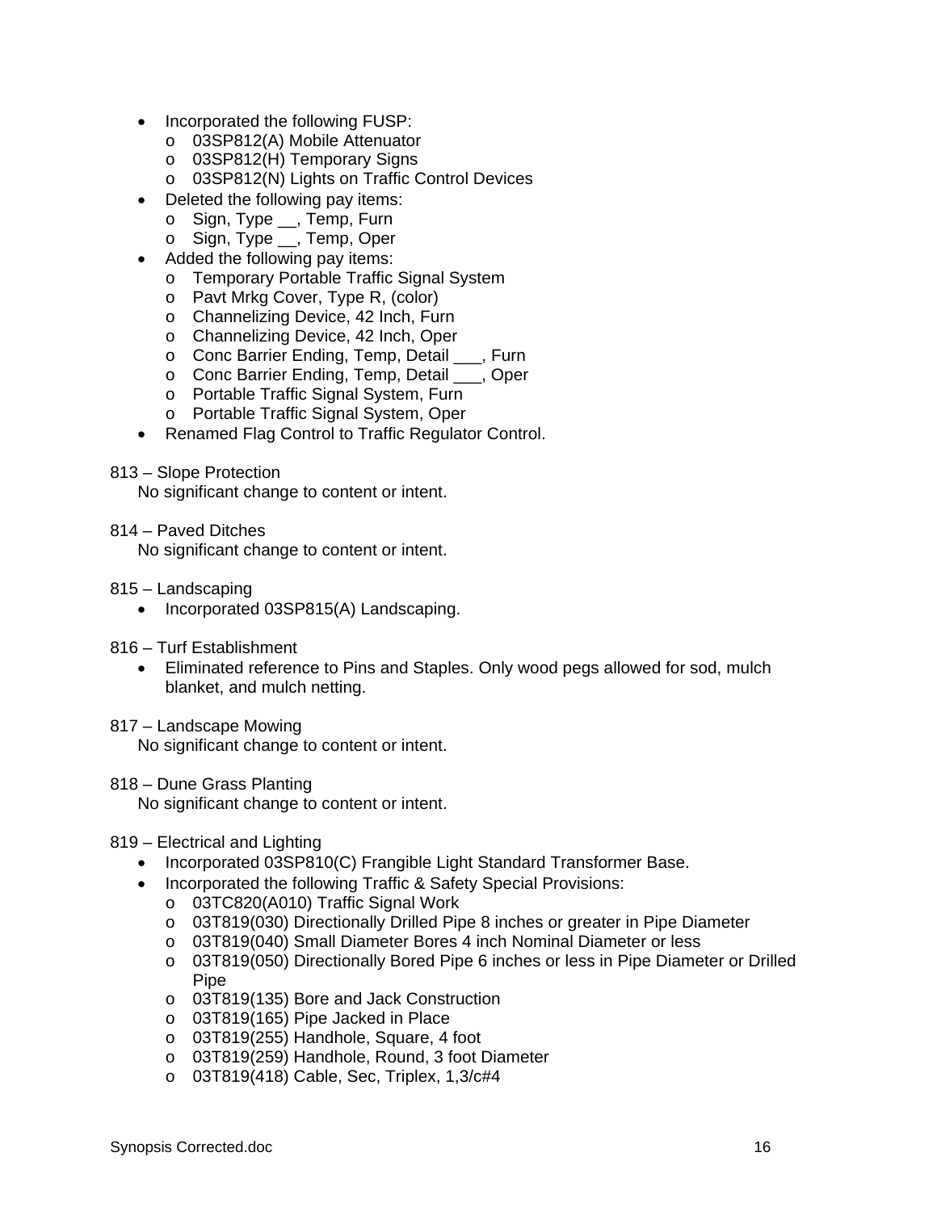- Incorporated the following FUSP:
  - 03SP812(A) Mobile Attenuator
  - 03SP812(H) Temporary Signs
  - 03SP812(N) Lights on Traffic Control Devices
- Deleted the following pay items:
  - Sign, Type __, Temp, Furn
  - Sign, Type __, Temp, Oper
- Added the following pay items:
  - Temporary Portable Traffic Signal System
  - Pavt Mrkg Cover, Type R, (color)
  - Channelizing Device, 42 Inch, Furn
  - Channelizing Device, 42 Inch, Oper
  - Conc Barrier Ending, Temp, Detail ___, Furn
  - Conc Barrier Ending, Temp, Detail ___, Oper
  - Portable Traffic Signal System, Furn
  - Portable Traffic Signal System, Oper
- Renamed Flag Control to Traffic Regulator Control.

813 – Slope Protection
No significant change to content or intent.

814 – Paved Ditches
No significant change to content or intent.

815 – Landscaping
- Incorporated 03SP815(A) Landscaping.

816 – Turf Establishment
- Eliminated reference to Pins and Staples. Only wood pegs allowed for sod, mulch blanket, and mulch netting.

817 – Landscape Mowing
No significant change to content or intent.

818 – Dune Grass Planting
No significant change to content or intent.

819 – Electrical and Lighting
- Incorporated 03SP810(C) Frangible Light Standard Transformer Base.
- Incorporated the following Traffic & Safety Special Provisions:
  - 03TC820(A010) Traffic Signal Work
  - 03T819(030) Directionally Drilled Pipe 8 inches or greater in Pipe Diameter
  - 03T819(040) Small Diameter Bores 4 inch Nominal Diameter or less
  - 03T819(050) Directionally Bored Pipe 6 inches or less in Pipe Diameter or Drilled Pipe
  - 03T819(135) Bore and Jack Construction
  - 03T819(165) Pipe Jacked in Place
  - 03T819(255) Handhole, Square, 4 foot
  - 03T819(259) Handhole, Round, 3 foot Diameter
  - 03T819(418) Cable, Sec, Triplex, 1,3/c#4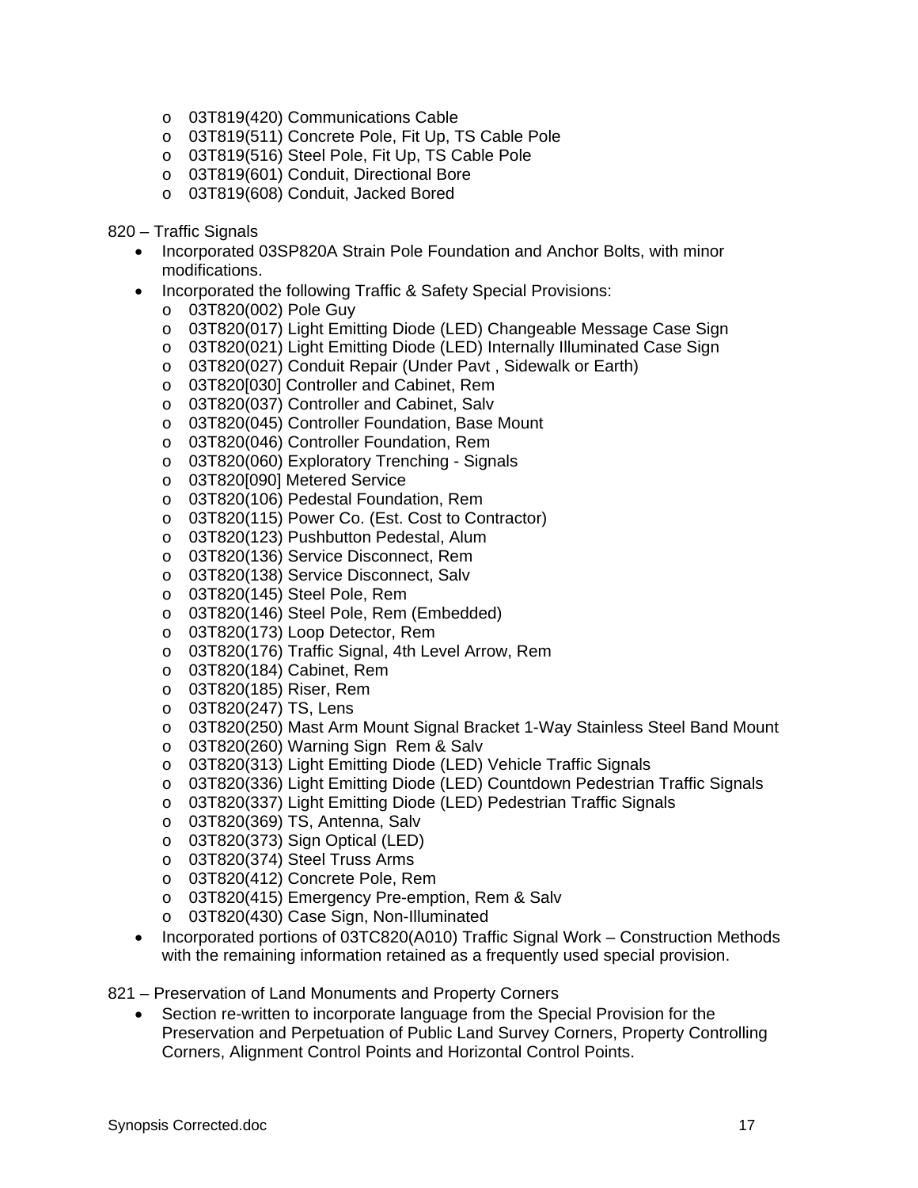- 03T819(420) Communications Cable
    - 03T819(511) Concrete Pole, Fit Up, TS Cable Pole
    - 03T819(516) Steel Pole, Fit Up, TS Cable Pole
    - 03T819(601) Conduit, Directional Bore
    - 03T819(608) Conduit, Jacked Bored

820 – Traffic Signals

- Incorporated 03SP820A Strain Pole Foundation and Anchor Bolts, with minor modifications.
- Incorporated the following Traffic & Safety Special Provisions:
    - 03T820(002) Pole Guy
    - 03T820(017) Light Emitting Diode (LED) Changeable Message Case Sign
    - 03T820(021) Light Emitting Diode (LED) Internally Illuminated Case Sign
    - 03T820(027) Conduit Repair (Under Pavt , Sidewalk or Earth)
    - 03T820[030] Controller and Cabinet, Rem
    - 03T820(037) Controller and Cabinet, Salv
    - 03T820(045) Controller Foundation, Base Mount
    - 03T820(046) Controller Foundation, Rem
    - 03T820(060) Exploratory Trenching - Signals
    - 03T820[090] Metered Service
    - 03T820(106) Pedestal Foundation, Rem
    - 03T820(115) Power Co. (Est. Cost to Contractor)
    - 03T820(123) Pushbutton Pedestal, Alum
    - 03T820(136) Service Disconnect, Rem
    - 03T820(138) Service Disconnect, Salv
    - 03T820(145) Steel Pole, Rem
    - 03T820(146) Steel Pole, Rem (Embedded)
    - 03T820(173) Loop Detector, Rem
    - 03T820(176) Traffic Signal, 4th Level Arrow, Rem
    - 03T820(184) Cabinet, Rem
    - 03T820(185) Riser, Rem
    - 03T820(247) TS, Lens
    - 03T820(250) Mast Arm Mount Signal Bracket 1-Way Stainless Steel Band Mount
    - 03T820(260) Warning Sign Rem & Salv
    - 03T820(313) Light Emitting Diode (LED) Vehicle Traffic Signals
    - 03T820(336) Light Emitting Diode (LED) Countdown Pedestrian Traffic Signals
    - 03T820(337) Light Emitting Diode (LED) Pedestrian Traffic Signals
    - 03T820(369) TS, Antenna, Salv
    - 03T820(373) Sign Optical (LED)
    - 03T820(374) Steel Truss Arms
    - 03T820(412) Concrete Pole, Rem
    - 03T820(415) Emergency Pre-emption, Rem & Salv
    - 03T820(430) Case Sign, Non-Illuminated
- Incorporated portions of 03TC820(A010) Traffic Signal Work – Construction Methods with the remaining information retained as a frequently used special provision.

821 – Preservation of Land Monuments and Property Corners

- Section re-written to incorporate language from the Special Provision for the Preservation and Perpetuation of Public Land Survey Corners, Property Controlling Corners, Alignment Control Points and Horizontal Control Points.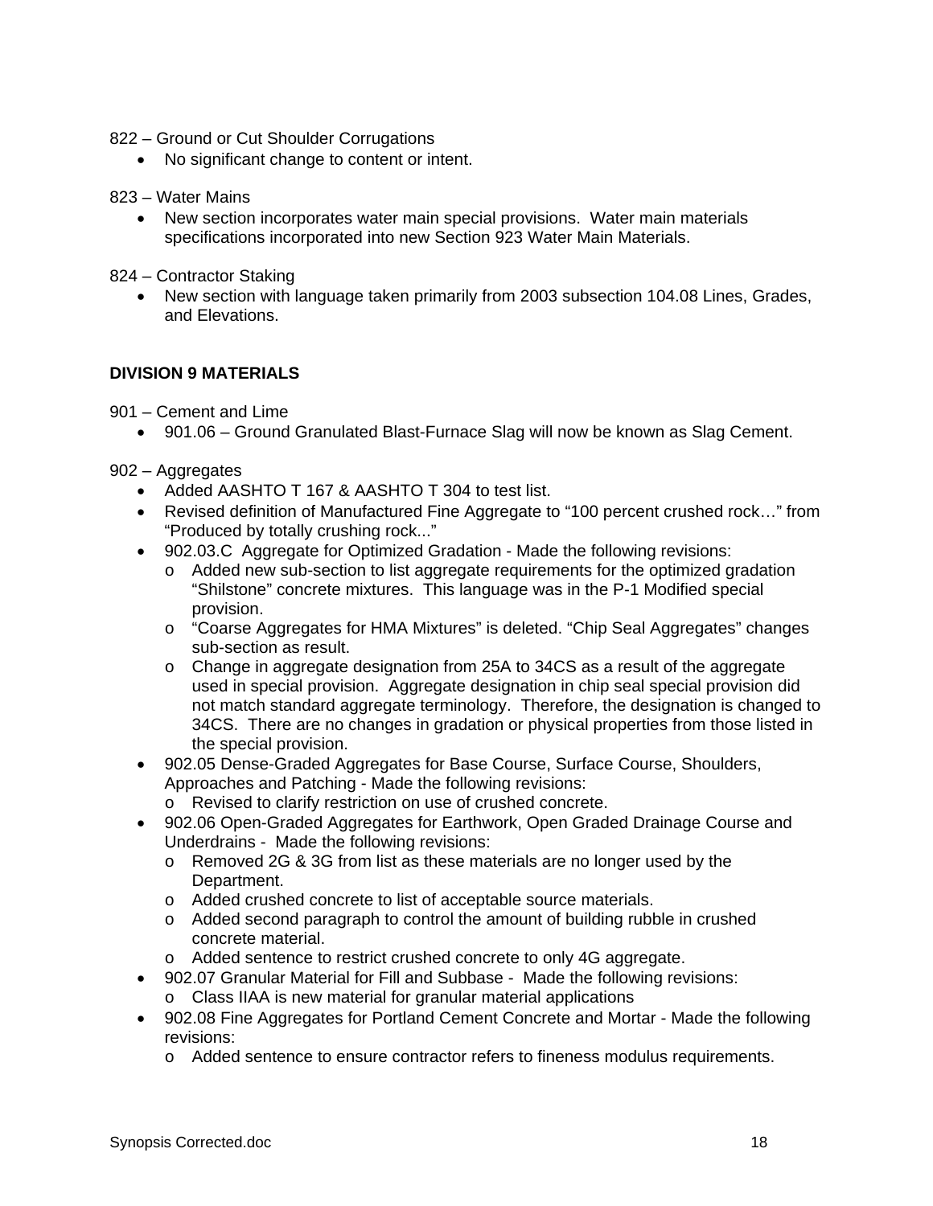822 – Ground or Cut Shoulder Corrugations

- No significant change to content or intent.

823 – Water Mains

- New section incorporates water main special provisions. Water main materials specifications incorporated into new Section 923 Water Main Materials.

824 – Contractor Staking

- New section with language taken primarily from 2003 subsection 104.08 Lines, Grades, and Elevations.

**DIVISION 9 MATERIALS**

901 – Cement and Lime

- 901.06 – Ground Granulated Blast-Furnace Slag will now be known as Slag Cement.

902 – Aggregates

- Added AASHTO T 167 & AASHTO T 304 to test list.
- Revised definition of Manufactured Fine Aggregate to "100 percent crushed rock…" from "Produced by totally crushing rock..."
- 902.03.C Aggregate for Optimized Gradation - Made the following revisions:
  - Added new sub-section to list aggregate requirements for the optimized gradation "Shilstone" concrete mixtures. This language was in the P-1 Modified special provision.
  - "Coarse Aggregates for HMA Mixtures" is deleted. "Chip Seal Aggregates" changes sub-section as result.
  - Change in aggregate designation from 25A to 34CS as a result of the aggregate used in special provision. Aggregate designation in chip seal special provision did not match standard aggregate terminology. Therefore, the designation is changed to 34CS. There are no changes in gradation or physical properties from those listed in the special provision.
- 902.05 Dense-Graded Aggregates for Base Course, Surface Course, Shoulders, Approaches and Patching - Made the following revisions:
  - Revised to clarify restriction on use of crushed concrete.
- 902.06 Open-Graded Aggregates for Earthwork, Open Graded Drainage Course and Underdrains - Made the following revisions:
  - Removed 2G & 3G from list as these materials are no longer used by the Department.
  - Added crushed concrete to list of acceptable source materials.
  - Added second paragraph to control the amount of building rubble in crushed concrete material.
  - Added sentence to restrict crushed concrete to only 4G aggregate.
- 902.07 Granular Material for Fill and Subbase - Made the following revisions:
  - Class IIAA is new material for granular material applications
- 902.08 Fine Aggregates for Portland Cement Concrete and Mortar - Made the following revisions:
  - Added sentence to ensure contractor refers to fineness modulus requirements.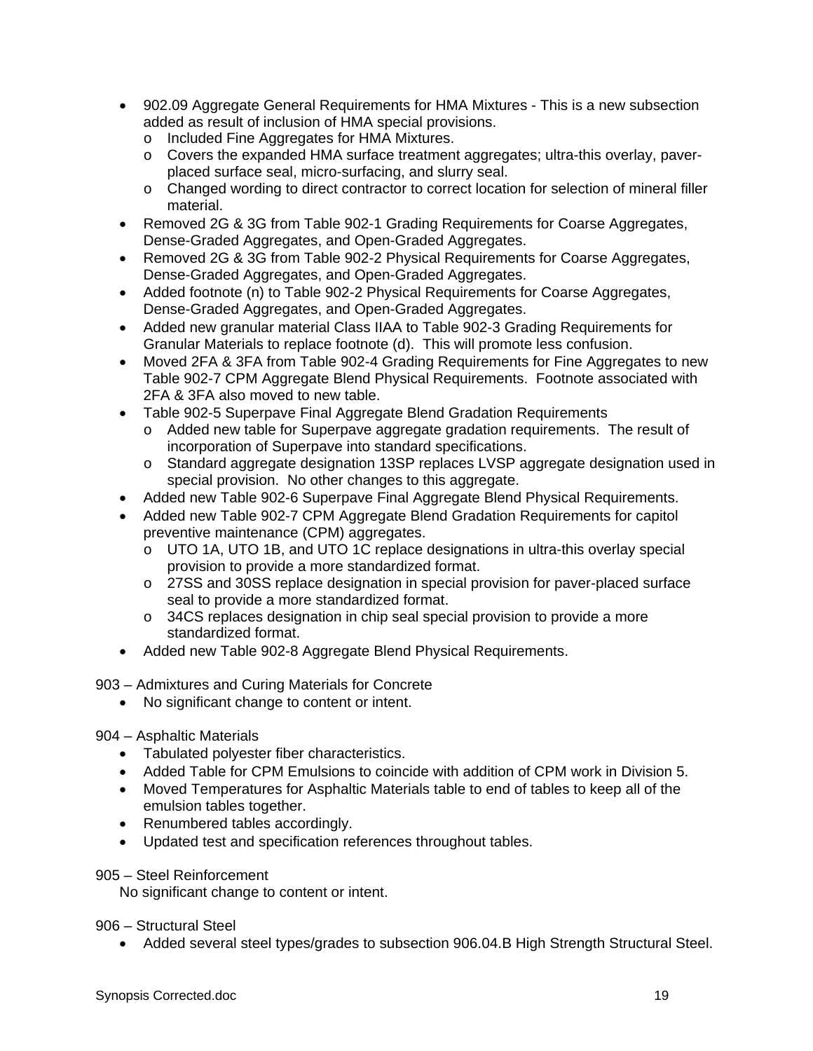- 902.09 Aggregate General Requirements for HMA Mixtures - This is a new subsection added as result of inclusion of HMA special provisions.
  - Included Fine Aggregates for HMA Mixtures.
  - Covers the expanded HMA surface treatment aggregates; ultra-this overlay, paver-placed surface seal, micro-surfacing, and slurry seal.
  - Changed wording to direct contractor to correct location for selection of mineral filler material.
- Removed 2G & 3G from Table 902-1 Grading Requirements for Coarse Aggregates, Dense-Graded Aggregates, and Open-Graded Aggregates.
- Removed 2G & 3G from Table 902-2 Physical Requirements for Coarse Aggregates, Dense-Graded Aggregates, and Open-Graded Aggregates.
- Added footnote (n) to Table 902-2 Physical Requirements for Coarse Aggregates, Dense-Graded Aggregates, and Open-Graded Aggregates.
- Added new granular material Class IIAA to Table 902-3 Grading Requirements for Granular Materials to replace footnote (d). This will promote less confusion.
- Moved 2FA & 3FA from Table 902-4 Grading Requirements for Fine Aggregates to new Table 902-7 CPM Aggregate Blend Physical Requirements. Footnote associated with 2FA & 3FA also moved to new table.
- Table 902-5 Superpave Final Aggregate Blend Gradation Requirements
  - Added new table for Superpave aggregate gradation requirements. The result of incorporation of Superpave into standard specifications.
  - Standard aggregate designation 13SP replaces LVSP aggregate designation used in special provision. No other changes to this aggregate.
- Added new Table 902-6 Superpave Final Aggregate Blend Physical Requirements.
- Added new Table 902-7 CPM Aggregate Blend Gradation Requirements for capitol preventive maintenance (CPM) aggregates.
  - UTO 1A, UTO 1B, and UTO 1C replace designations in ultra-this overlay special provision to provide a more standardized format.
  - 27SS and 30SS replace designation in special provision for paver-placed surface seal to provide a more standardized format.
  - 34CS replaces designation in chip seal special provision to provide a more standardized format.
- Added new Table 902-8 Aggregate Blend Physical Requirements.

903 – Admixtures and Curing Materials for Concrete

- No significant change to content or intent.

904 – Asphaltic Materials

- Tabulated polyester fiber characteristics.
- Added Table for CPM Emulsions to coincide with addition of CPM work in Division 5.
- Moved Temperatures for Asphaltic Materials table to end of tables to keep all of the emulsion tables together.
- Renumbered tables accordingly.
- Updated test and specification references throughout tables.

905 – Steel Reinforcement

No significant change to content or intent.

906 – Structural Steel

- Added several steel types/grades to subsection 906.04.B High Strength Structural Steel.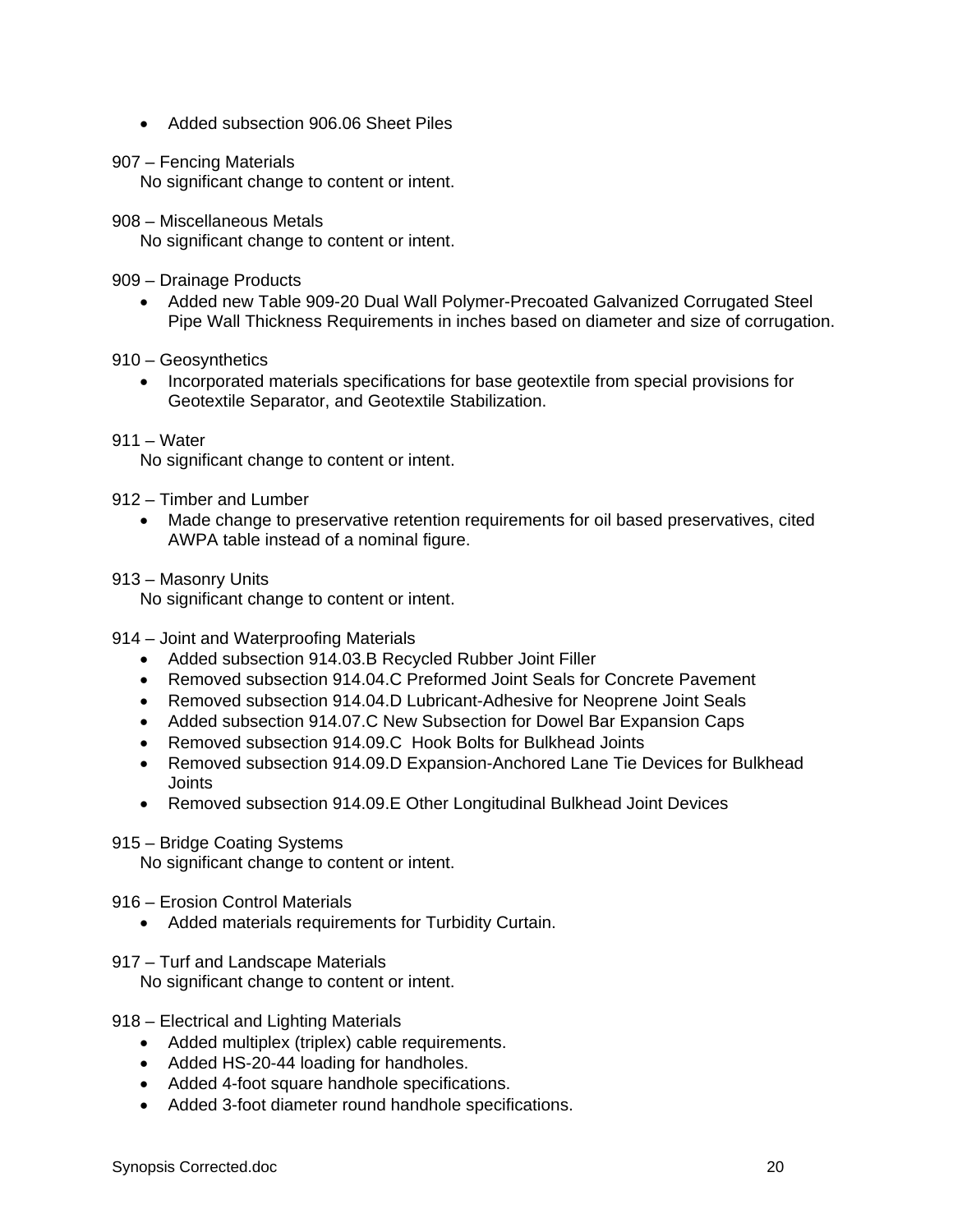- Added subsection 906.06 Sheet Piles

907 – Fencing Materials
No significant change to content or intent.

908 – Miscellaneous Metals
No significant change to content or intent.

909 – Drainage Products
- Added new Table 909-20 Dual Wall Polymer-Precoated Galvanized Corrugated Steel Pipe Wall Thickness Requirements in inches based on diameter and size of corrugation.

910 – Geosynthetics
- Incorporated materials specifications for base geotextile from special provisions for Geotextile Separator, and Geotextile Stabilization.

911 – Water
No significant change to content or intent.

912 – Timber and Lumber
- Made change to preservative retention requirements for oil based preservatives, cited AWPA table instead of a nominal figure.

913 – Masonry Units
No significant change to content or intent.

914 – Joint and Waterproofing Materials
- Added subsection 914.03.B Recycled Rubber Joint Filler
- Removed subsection 914.04.C Preformed Joint Seals for Concrete Pavement
- Removed subsection 914.04.D Lubricant-Adhesive for Neoprene Joint Seals
- Added subsection 914.07.C New Subsection for Dowel Bar Expansion Caps
- Removed subsection 914.09.C Hook Bolts for Bulkhead Joints
- Removed subsection 914.09.D Expansion-Anchored Lane Tie Devices for Bulkhead Joints
- Removed subsection 914.09.E Other Longitudinal Bulkhead Joint Devices

915 – Bridge Coating Systems
No significant change to content or intent.

916 – Erosion Control Materials
- Added materials requirements for Turbidity Curtain.

917 – Turf and Landscape Materials
No significant change to content or intent.

918 – Electrical and Lighting Materials
- Added multiplex (triplex) cable requirements.
- Added HS-20-44 loading for handholes.
- Added 4-foot square handhole specifications.
- Added 3-foot diameter round handhole specifications.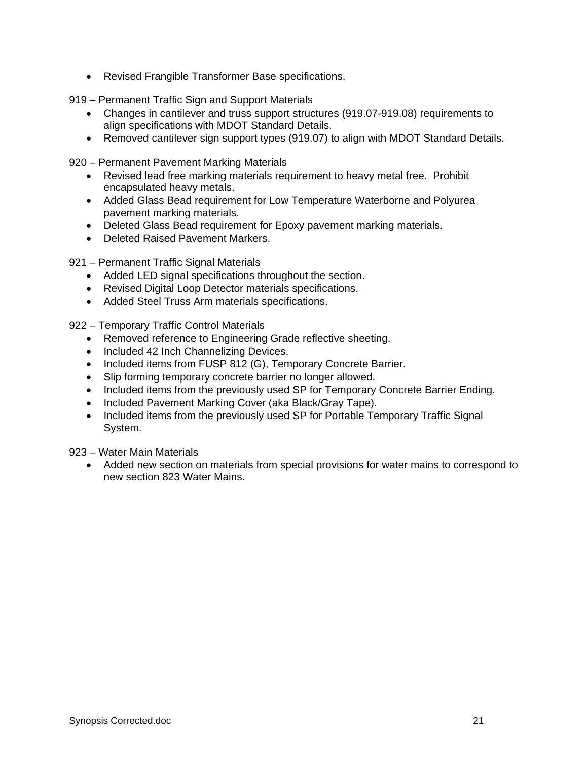- Revised Frangible Transformer Base specifications.

919 – Permanent Traffic Sign and Support Materials

- Changes in cantilever and truss support structures (919.07-919.08) requirements to align specifications with MDOT Standard Details.
- Removed cantilever sign support types (919.07) to align with MDOT Standard Details.

920 – Permanent Pavement Marking Materials

- Revised lead free marking materials requirement to heavy metal free. Prohibit encapsulated heavy metals.
- Added Glass Bead requirement for Low Temperature Waterborne and Polyurea pavement marking materials.
- Deleted Glass Bead requirement for Epoxy pavement marking materials.
- Deleted Raised Pavement Markers.

921 – Permanent Traffic Signal Materials

- Added LED signal specifications throughout the section.
- Revised Digital Loop Detector materials specifications.
- Added Steel Truss Arm materials specifications.

922 – Temporary Traffic Control Materials

- Removed reference to Engineering Grade reflective sheeting.
- Included 42 Inch Channelizing Devices.
- Included items from FUSP 812 (G), Temporary Concrete Barrier.
- Slip forming temporary concrete barrier no longer allowed.
- Included items from the previously used SP for Temporary Concrete Barrier Ending.
- Included Pavement Marking Cover (aka Black/Gray Tape).
- Included items from the previously used SP for Portable Temporary Traffic Signal System.

923 – Water Main Materials

- Added new section on materials from special provisions for water mains to correspond to new section 823 Water Mains.